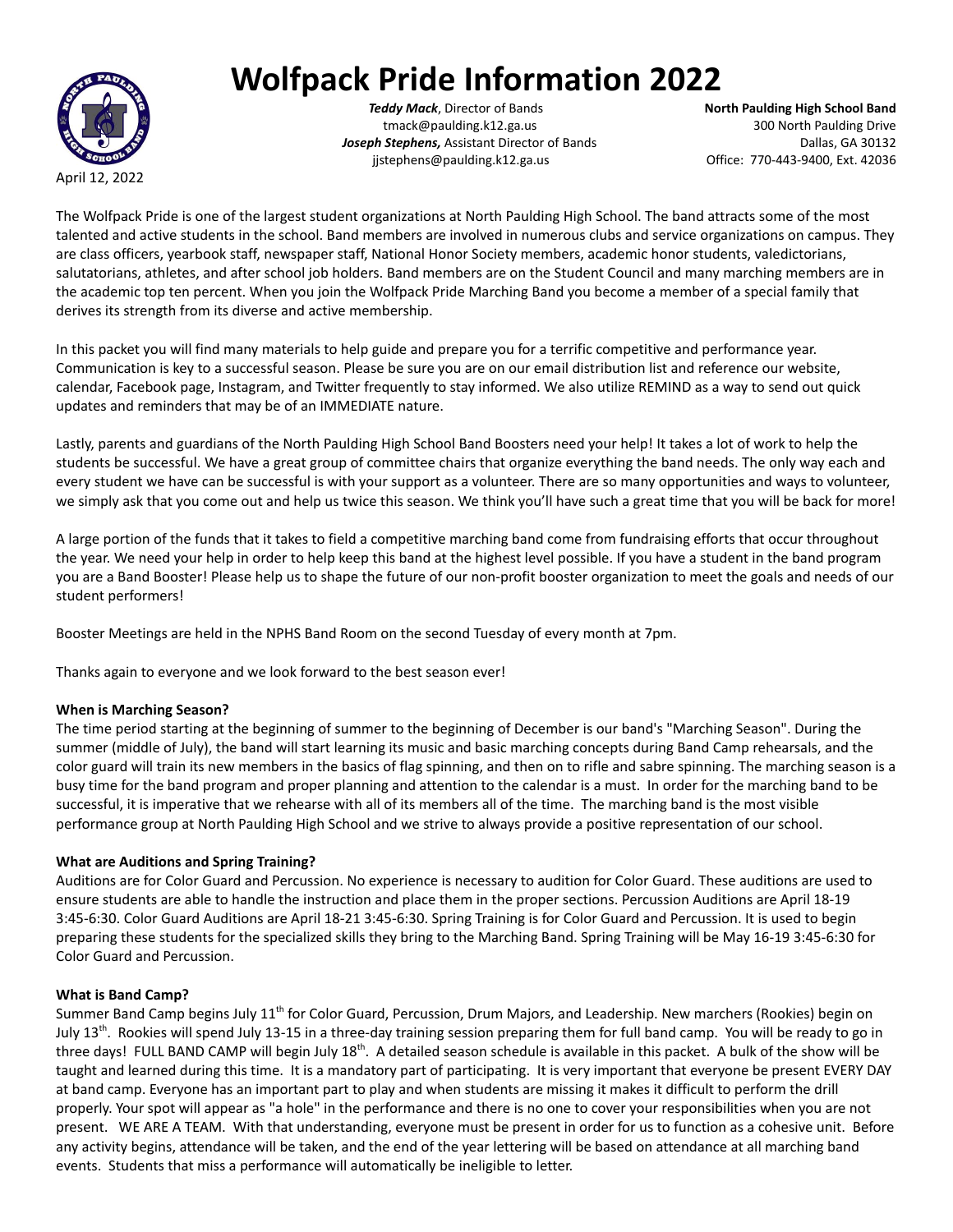# Wolfpack Pride Information 2022

***Teddy Mack***, Director of Bands
tmack@paulding.k12.ga.us
***Joseph Stephens,*** Assistant Director of Bands
jjstephens@paulding.k12.ga.us

**North Paulding High School Band**
300 North Paulding Drive
Dallas, GA 30132
Office: 770-443-9400, Ext. 42036

April 12, 2022

The Wolfpack Pride is one of the largest student organizations at North Paulding High School. The band attracts some of the most talented and active students in the school. Band members are involved in numerous clubs and service organizations on campus. They are class officers, yearbook staff, newspaper staff, National Honor Society members, academic honor students, valedictorians, salutatorians, athletes, and after school job holders. Band members are on the Student Council and many marching members are in the academic top ten percent. When you join the Wolfpack Pride Marching Band you become a member of a special family that derives its strength from its diverse and active membership.

In this packet you will find many materials to help guide and prepare you for a terrific competitive and performance year. Communication is key to a successful season. Please be sure you are on our email distribution list and reference our website, calendar, Facebook page, Instagram, and Twitter frequently to stay informed. We also utilize REMIND as a way to send out quick updates and reminders that may be of an IMMEDIATE nature.

Lastly, parents and guardians of the North Paulding High School Band Boosters need your help! It takes a lot of work to help the students be successful. We have a great group of committee chairs that organize everything the band needs. The only way each and every student we have can be successful is with your support as a volunteer. There are so many opportunities and ways to volunteer, we simply ask that you come out and help us twice this season. We think you'll have such a great time that you will be back for more!

A large portion of the funds that it takes to field a competitive marching band come from fundraising efforts that occur throughout the year. We need your help in order to help keep this band at the highest level possible. If you have a student in the band program you are a Band Booster! Please help us to shape the future of our non-profit booster organization to meet the goals and needs of our student performers!

Booster Meetings are held in the NPHS Band Room on the second Tuesday of every month at 7pm.

Thanks again to everyone and we look forward to the best season ever!

**When is Marching Season?**

The time period starting at the beginning of summer to the beginning of December is our band's "Marching Season". During the summer (middle of July), the band will start learning its music and basic marching concepts during Band Camp rehearsals, and the color guard will train its new members in the basics of flag spinning, and then on to rifle and sabre spinning. The marching season is a busy time for the band program and proper planning and attention to the calendar is a must. In order for the marching band to be successful, it is imperative that we rehearse with all of its members all of the time. The marching band is the most visible performance group at North Paulding High School and we strive to always provide a positive representation of our school.

**What are Auditions and Spring Training?**

Auditions are for Color Guard and Percussion. No experience is necessary to audition for Color Guard. These auditions are used to ensure students are able to handle the instruction and place them in the proper sections. Percussion Auditions are April 18-19 3:45-6:30. Color Guard Auditions are April 18-21 3:45-6:30. Spring Training is for Color Guard and Percussion. It is used to begin preparing these students for the specialized skills they bring to the Marching Band. Spring Training will be May 16-19 3:45-6:30 for Color Guard and Percussion.

**What is Band Camp?**

Summer Band Camp begins July 11th for Color Guard, Percussion, Drum Majors, and Leadership. New marchers (Rookies) begin on July 13th. Rookies will spend July 13-15 in a three-day training session preparing them for full band camp. You will be ready to go in three days! FULL BAND CAMP will begin July 18th. A detailed season schedule is available in this packet. A bulk of the show will be taught and learned during this time. It is a mandatory part of participating. It is very important that everyone be present EVERY DAY at band camp. Everyone has an important part to play and when students are missing it makes it difficult to perform the drill properly. Your spot will appear as "a hole" in the performance and there is no one to cover your responsibilities when you are not present. WE ARE A TEAM. With that understanding, everyone must be present in order for us to function as a cohesive unit. Before any activity begins, attendance will be taken, and the end of the year lettering will be based on attendance at all marching band events. Students that miss a performance will automatically be ineligible to letter.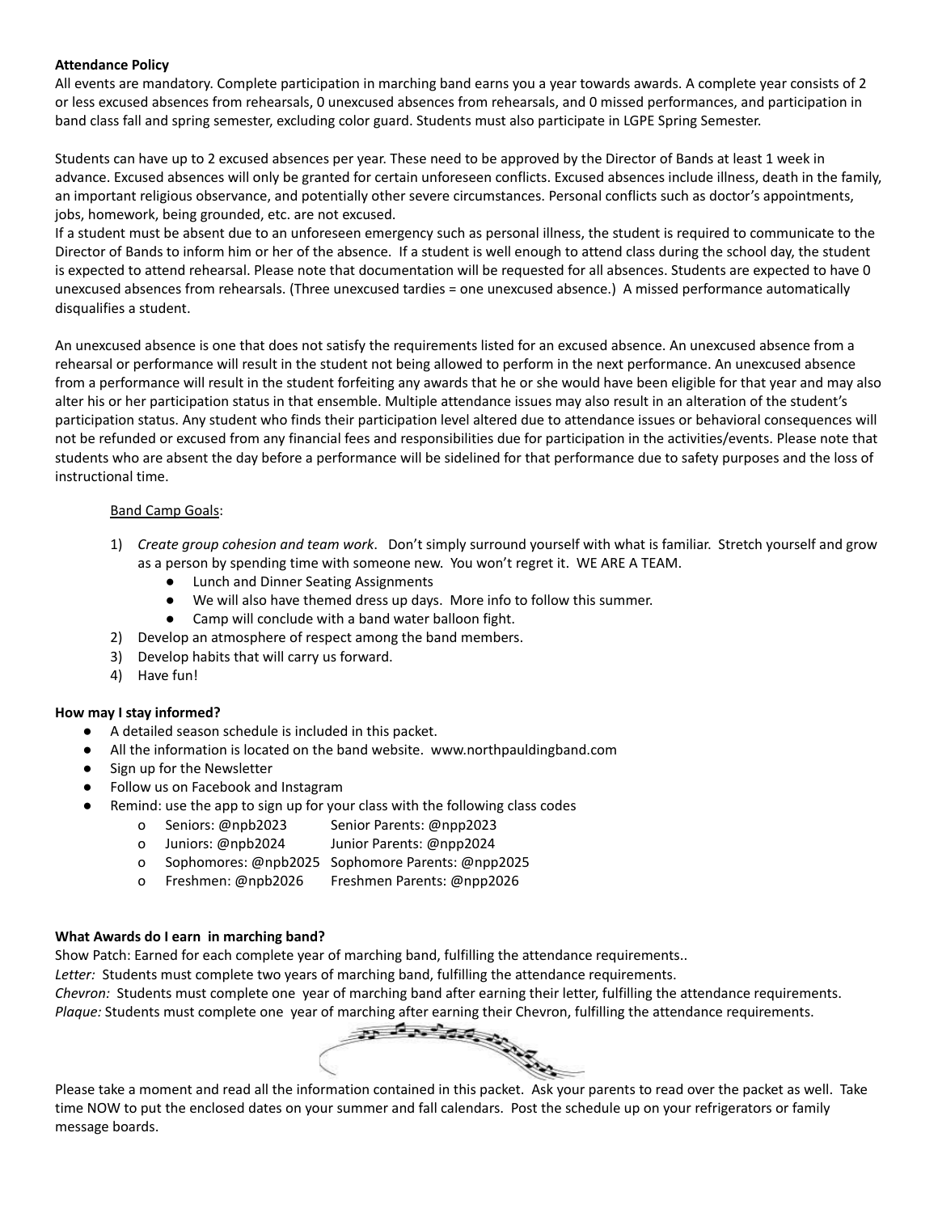**Attendance Policy**

All events are mandatory. Complete participation in marching band earns you a year towards awards. A complete year consists of 2 or less excused absences from rehearsals, 0 unexcused absences from rehearsals, and 0 missed performances, and participation in band class fall and spring semester, excluding color guard. Students must also participate in LGPE Spring Semester.

Students can have up to 2 excused absences per year. These need to be approved by the Director of Bands at least 1 week in advance. Excused absences will only be granted for certain unforeseen conflicts. Excused absences include illness, death in the family, an important religious observance, and potentially other severe circumstances. Personal conflicts such as doctor's appointments, jobs, homework, being grounded, etc. are not excused.

If a student must be absent due to an unforeseen emergency such as personal illness, the student is required to communicate to the Director of Bands to inform him or her of the absence. If a student is well enough to attend class during the school day, the student is expected to attend rehearsal. Please note that documentation will be requested for all absences. Students are expected to have 0 unexcused absences from rehearsals. (Three unexcused tardies = one unexcused absence.) A missed performance automatically disqualifies a student.

An unexcused absence is one that does not satisfy the requirements listed for an excused absence. An unexcused absence from a rehearsal or performance will result in the student not being allowed to perform in the next performance. An unexcused absence from a performance will result in the student forfeiting any awards that he or she would have been eligible for that year and may also alter his or her participation status in that ensemble. Multiple attendance issues may also result in an alteration of the student's participation status. Any student who finds their participation level altered due to attendance issues or behavioral consequences will not be refunded or excused from any financial fees and responsibilities due for participation in the activities/events. Please note that students who are absent the day before a performance will be sidelined for that performance due to safety purposes and the loss of instructional time.

Band Camp Goals:

1) *Create group cohesion and team work*. Don't simply surround yourself with what is familiar. Stretch yourself and grow as a person by spending time with someone new. You won't regret it. WE ARE A TEAM.
   - Lunch and Dinner Seating Assignments
   - We will also have themed dress up days. More info to follow this summer.
   - Camp will conclude with a band water balloon fight.
2) Develop an atmosphere of respect among the band members.
3) Develop habits that will carry us forward.
4) Have fun!

**How may I stay informed?**

- A detailed season schedule is included in this packet.
- All the information is located on the band website. www.northpauldingband.com
- Sign up for the Newsletter
- Follow us on Facebook and Instagram
- Remind: use the app to sign up for your class with the following class codes
  - Seniors: @npb2023 Senior Parents: @npp2023
  - Juniors: @npb2024 Junior Parents: @npp2024
  - Sophomores: @npb2025 Sophomore Parents: @npp2025
  - Freshmen: @npb2026 Freshmen Parents: @npp2026

**What Awards do I earn in marching band?**

Show Patch: Earned for each complete year of marching band, fulfilling the attendance requirements..

*Letter:* Students must complete two years of marching band, fulfilling the attendance requirements.

*Chevron:* Students must complete one year of marching band after earning their letter, fulfilling the attendance requirements.

*Plaque:* Students must complete one year of marching after earning their Chevron, fulfilling the attendance requirements.

Please take a moment and read all the information contained in this packet. Ask your parents to read over the packet as well. Take time NOW to put the enclosed dates on your summer and fall calendars. Post the schedule up on your refrigerators or family message boards.